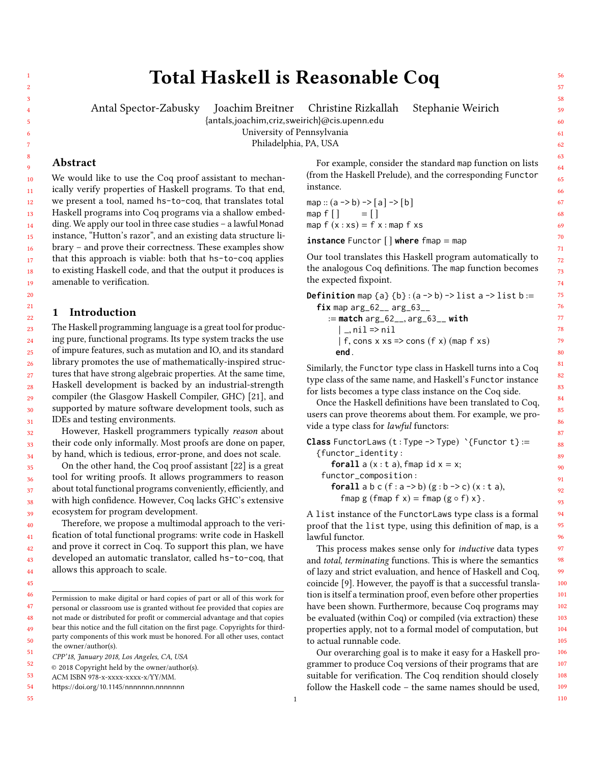# Total Haskell is Reasonable Coq

Antal Spector-Zabusky   Joachim Breitner   Christine Rizkallah   Stephanie Weirich

{antals,joachim,criz,sweirich}@cis.upenn.edu

University of Pennsylvania

Philadelphia, PA, USA

## Abstract

We would like to use the Coq proof assistant to mechanically verify properties of Haskell programs. To that end, we present a tool, named hs-to-coq, that translates total Haskell programs into Coq programs via a shallow embedding. We apply our tool in three case studies – a lawful Monad instance, "Hutton's razor", and an existing data structure library – and prove their correctness. These examples show that this approach is viable: both that hs-to-coq applies to existing Haskell code, and that the output it produces is amenable to verification.

## 1 Introduction

The Haskell programming language is a great tool for producing pure, functional programs. Its type system tracks the use of impure features, such as mutation and IO, and its standard library promotes the use of mathematically-inspired structures that have strong algebraic properties. At the same time, Haskell development is backed by an industrial-strength compiler (the Glasgow Haskell Compiler, GHC) [21], and supported by mature software development tools, such as IDEs and testing environments.

However, Haskell programmers typically *reason* about their code only informally. Most proofs are done on paper, by hand, which is tedious, error-prone, and does not scale.

On the other hand, the Coq proof assistant [22] is a great tool for writing proofs. It allows programmers to reason about total functional programs conveniently, efficiently, and with high confidence. However, Coq lacks GHC's extensive ecosystem for program development.

Therefore, we propose a multimodal approach to the verification of total functional programs: write code in Haskell and prove it correct in Coq. To support this plan, we have developed an automatic translator, called hs-to-coq, that allows this approach to scale.

For example, consider the standard map function on lists (from the Haskell Prelude), and the corresponding Functor instance.

```
map :: (a -> b) -> [a] -> [b]
map f [ ]      = [ ]
map f (x : xs) = f x : map f xs

instance Functor [ ] where fmap = map
```

Our tool translates this Haskell program automatically to the analogous Coq definitions. The map function becomes the expected fixpoint.

```
Definition map {a} {b} : (a -> b) -> list a -> list b :=
  fix map arg_62__ arg_63__
    := match arg_62__, arg_63__ with
       | _, nil => nil
       | f, cons x xs => cons (f x) (map f xs)
       end.
```

Similarly, the Functor type class in Haskell turns into a Coq type class of the same name, and Haskell's Functor instance for lists becomes a type class instance on the Coq side.

Once the Haskell definitions have been translated to Coq, users can prove theorems about them. For example, we provide a type class for *lawful* functors:

```
Class FunctorLaws (t : Type -> Type) `{Functor t} :=
  {functor_identity :
     forall a (x : t a), fmap id x = x;
   functor_composition :
     forall a b c (f : a -> b) (g : b -> c) (x : t a),
       fmap g (fmap f x) = fmap (g ∘ f) x}.
```

A list instance of the FunctorLaws type class is a formal proof that the list type, using this definition of map, is a lawful functor.

This process makes sense only for *inductive* data types and *total, terminating* functions. This is where the semantics of lazy and strict evaluation, and hence of Haskell and Coq, coincide [9]. However, the payoff is that a successful translation is itself a termination proof, even before other properties have been shown. Furthermore, because Coq programs may be evaluated (within Coq) or compiled (via extraction) these properties apply, not to a formal model of computation, but to actual runnable code.

Our overarching goal is to make it easy for a Haskell programmer to produce Coq versions of their programs that are suitable for verification. The Coq rendition should closely follow the Haskell code – the same names should be used,

---

Permission to make digital or hard copies of part or all of this work for personal or classroom use is granted without fee provided that copies are not made or distributed for profit or commercial advantage and that copies bear this notice and the full citation on the first page. Copyrights for third-party components of this work must be honored. For all other uses, contact the owner/author(s).

*CPP'18, January 2018, Los Angeles, CA, USA*

© 2018 Copyright held by the owner/author(s).

ACM ISBN 978-x-xxxx-xxxx-x/YY/MM.

https://doi.org/10.1145/nnnnnnn.nnnnnnn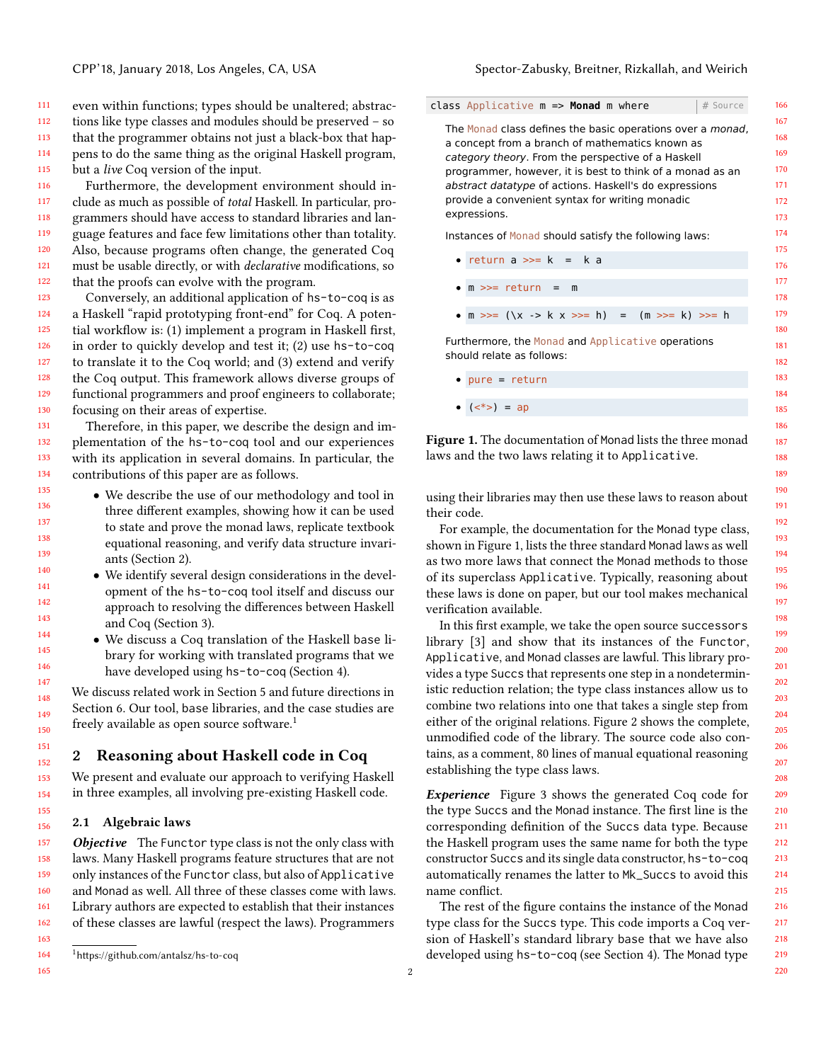even within functions; types should be unaltered; abstractions like type classes and modules should be preserved – so that the programmer obtains not just a black-box that happens to do the same thing as the original Haskell program, but a *live* Coq version of the input.

Furthermore, the development environment should include as much as possible of *total* Haskell. In particular, programmers should have access to standard libraries and language features and face few limitations other than totality. Also, because programs often change, the generated Coq must be usable directly, or with *declarative* modifications, so that the proofs can evolve with the program.

Conversely, an additional application of hs-to-coq is as a Haskell "rapid prototyping front-end" for Coq. A potential workflow is: (1) implement a program in Haskell first, in order to quickly develop and test it; (2) use hs-to-coq to translate it to the Coq world; and (3) extend and verify the Coq output. This framework allows diverse groups of functional programmers and proof engineers to collaborate; focusing on their areas of expertise.

Therefore, in this paper, we describe the design and implementation of the hs-to-coq tool and our experiences with its application in several domains. In particular, the contributions of this paper are as follows.

- We describe the use of our methodology and tool in three different examples, showing how it can be used to state and prove the monad laws, replicate textbook equational reasoning, and verify data structure invariants (Section 2).
- We identify several design considerations in the development of the hs-to-coq tool itself and discuss our approach to resolving the differences between Haskell and Coq (Section 3).
- We discuss a Coq translation of the Haskell base library for working with translated programs that we have developed using hs-to-coq (Section 4).

We discuss related work in Section 5 and future directions in Section 6. Our tool, base libraries, and the case studies are freely available as open source software.[1]

## 2 Reasoning about Haskell code in Coq

We present and evaluate our approach to verifying Haskell in three examples, all involving pre-existing Haskell code.

### 2.1 Algebraic laws

***Objective*** The Functor type class is not the only class with laws. Many Haskell programs feature structures that are not only instances of the Functor class, but also of Applicative and Monad as well. All three of these classes come with laws. Library authors are expected to establish that their instances of these classes are lawful (respect the laws). Programmers using their libraries may then use these laws to reason about their code.

```
class Applicative m => Monad m where                    # Source
```

The Monad class defines the basic operations over a *monad*, a concept from a branch of mathematics known as *category theory*. From the perspective of a Haskell programmer, however, it is best to think of a monad as an *abstract datatype* of actions. Haskell's do expressions provide a convenient syntax for writing monadic expressions.

Instances of Monad should satisfy the following laws:

- `return a >>= k  =  k a`
- `m >>= return  =  m`
- `m >>= (\x -> k x >>= h)  =  (m >>= k) >>= h`

Furthermore, the Monad and Applicative operations should relate as follows:

- `pure = return`
- `(<*>) = ap`

**Figure 1.** The documentation of Monad lists the three monad laws and the two laws relating it to Applicative.

For example, the documentation for the Monad type class, shown in Figure 1, lists the three standard Monad laws as well as two more laws that connect the Monad methods to those of its superclass Applicative. Typically, reasoning about these laws is done on paper, but our tool makes mechanical verification available.

In this first example, we take the open source successors library [3] and show that its instances of the Functor, Applicative, and Monad classes are lawful. This library provides a type Succs that represents one step in a nondeterministic reduction relation; the type class instances allow us to combine two relations into one that takes a single step from either of the original relations. Figure 2 shows the complete, unmodified code of the library. The source code also contains, as a comment, 80 lines of manual equational reasoning establishing the type class laws.

***Experience*** Figure 3 shows the generated Coq code for the type Succs and the Monad instance. The first line is the corresponding definition of the Succs data type. Because the Haskell program uses the same name for both the type constructor Succs and its single data constructor, hs-to-coq automatically renames the latter to Mk_Succs to avoid this name conflict.

The rest of the figure contains the instance of the Monad type class for the Succs type. This code imports a Coq version of Haskell's standard library base that we have also developed using hs-to-coq (see Section 4). The Monad type

[1] https://github.com/antalsz/hs-to-coq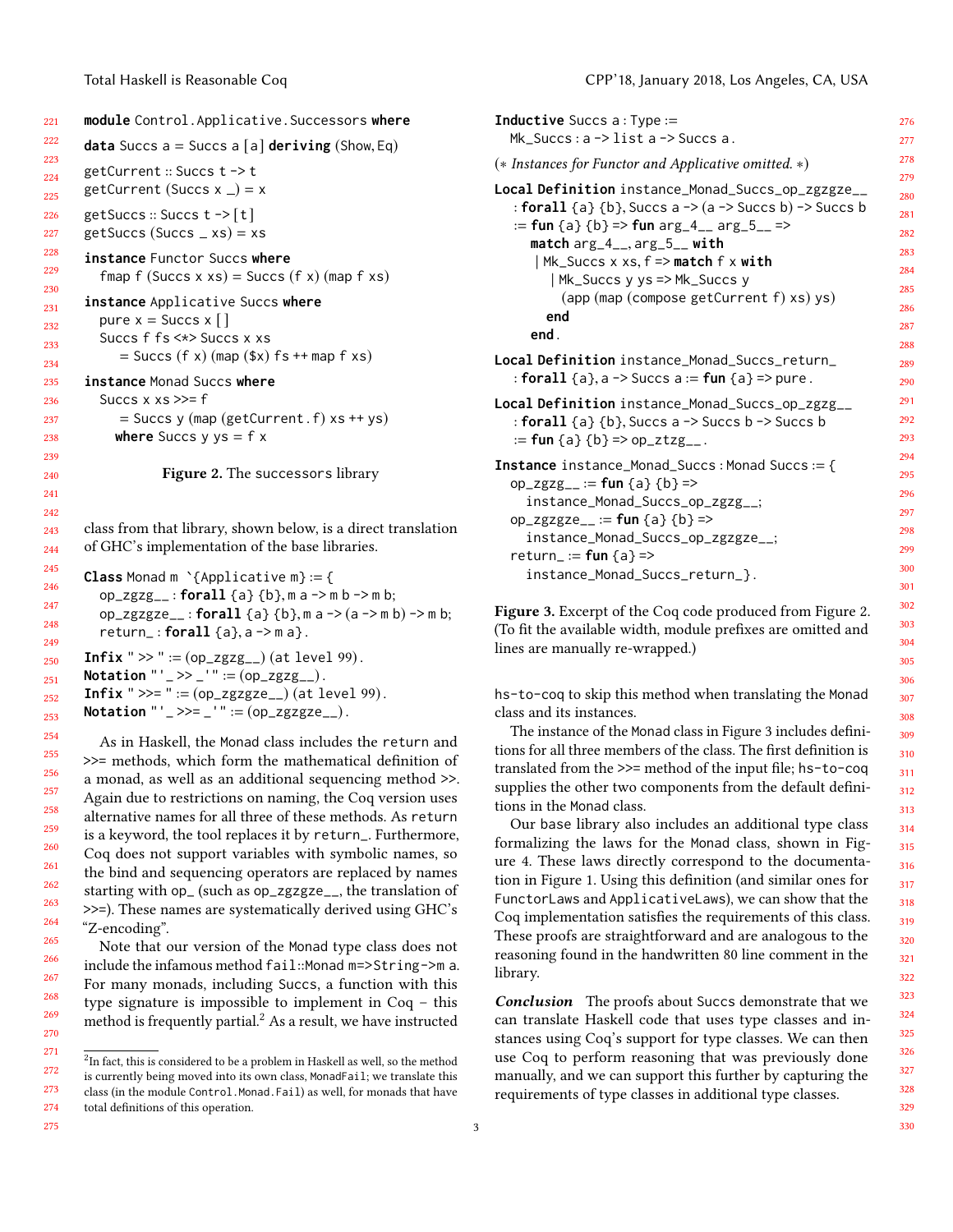```haskell
module Control.Applicative.Successors where

data Succs a = Succs a [a] deriving (Show, Eq)

getCurrent :: Succs t -> t
getCurrent (Succs x _) = x

getSuccs :: Succs t -> [t]
getSuccs (Succs _ xs) = xs

instance Functor Succs where
  fmap f (Succs x xs) = Succs (f x) (map f xs)

instance Applicative Succs where
  pure x = Succs x [ ]
  Succs f fs <*> Succs x xs
     = Succs (f x) (map ($x) fs ++ map f xs)

instance Monad Succs where
  Succs x xs >>= f
     = Succs y (map (getCurrent . f) xs ++ ys)
    where Succs y ys = f x
```

**Figure 2.** The successors library

class from that library, shown below, is a direct translation of GHC's implementation of the base libraries.

```coq
Class Monad m `{Applicative m} := {
  op_zgzg__ : forall {a} {b}, m a -> m b -> m b;
  op_zgzgze__ : forall {a} {b}, m a -> (a -> m b) -> m b;
  return_ : forall {a}, a -> m a }.

Infix " >> " := (op_zgzg__) (at level 99).
Notation "'_ >> _'" := (op_zgzg__).
Infix " >>= " := (op_zgzgze__) (at level 99).
Notation "'_ >>= _'" := (op_zgzgze__).
```

As in Haskell, the Monad class includes the return and >>= methods, which form the mathematical definition of a monad, as well as an additional sequencing method >>. Again due to restrictions on naming, the Coq version uses alternative names for all three of these methods. As return is a keyword, the tool replaces it by return_. Furthermore, Coq does not support variables with symbolic names, so the bind and sequencing operators are replaced by names starting with op_ (such as op_zgzgze__, the translation of >>=). These names are systematically derived using GHC's "Z-encoding".

Note that our version of the Monad type class does not include the infamous method fail::Monad m=>String->m a. For many monads, including Succs, a function with this type signature is impossible to implement in Coq – this method is frequently partial.[2] As a result, we have instructed hs-to-coq to skip this method when translating the Monad class and its instances.

[2] In fact, this is considered to be a problem in Haskell as well, so the method is currently being moved into its own class, MonadFail; we translate this class (in the module Control.Monad.Fail) as well, for monads that have total definitions of this operation.

```coq
Inductive Succs a : Type :=
  Mk_Succs : a -> list a -> Succs a.

(* Instances for Functor and Applicative omitted. *)

Local Definition instance_Monad_Succs_op_zgzgze__
  : forall {a} {b}, Succs a -> (a -> Succs b) -> Succs b
  := fun {a} {b} => fun arg_4__ arg_5__ =>
     match arg_4__, arg_5__ with
     | Mk_Succs x xs, f => match f x with
       | Mk_Succs y ys => Mk_Succs y
         (app (map (compose getCurrent f) xs) ys)
       end
     end.

Local Definition instance_Monad_Succs_return_
  : forall {a}, a -> Succs a := fun {a} => pure.

Local Definition instance_Monad_Succs_op_zgzg__
  : forall {a} {b}, Succs a -> Succs b -> Succs b
  := fun {a} {b} => op_ztzg__.

Instance instance_Monad_Succs : Monad Succs := {
  op_zgzg__ := fun {a} {b} =>
    instance_Monad_Succs_op_zgzg__;
  op_zgzgze__ := fun {a} {b} =>
    instance_Monad_Succs_op_zgzgze__;
  return_ := fun {a} =>
    instance_Monad_Succs_return_}.
```

**Figure 3.** Excerpt of the Coq code produced from Figure 2. (To fit the available width, module prefixes are omitted and lines are manually re-wrapped.)

The instance of the Monad class in Figure 3 includes definitions for all three members of the class. The first definition is translated from the >>= method of the input file; hs-to-coq supplies the other two components from the default definitions in the Monad class.

Our base library also includes an additional type class formalizing the laws for the Monad class, shown in Figure 4. These laws directly correspond to the documentation in Figure 1. Using this definition (and similar ones for FunctorLaws and ApplicativeLaws), we can show that the Coq implementation satisfies the requirements of this class. These proofs are straightforward and are analogous to the reasoning found in the handwritten 80 line comment in the library.

***Conclusion*** The proofs about Succs demonstrate that we can translate Haskell code that uses type classes and instances using Coq's support for type classes. We can then use Coq to perform reasoning that was previously done manually, and we can support this further by capturing the requirements of type classes in additional type classes.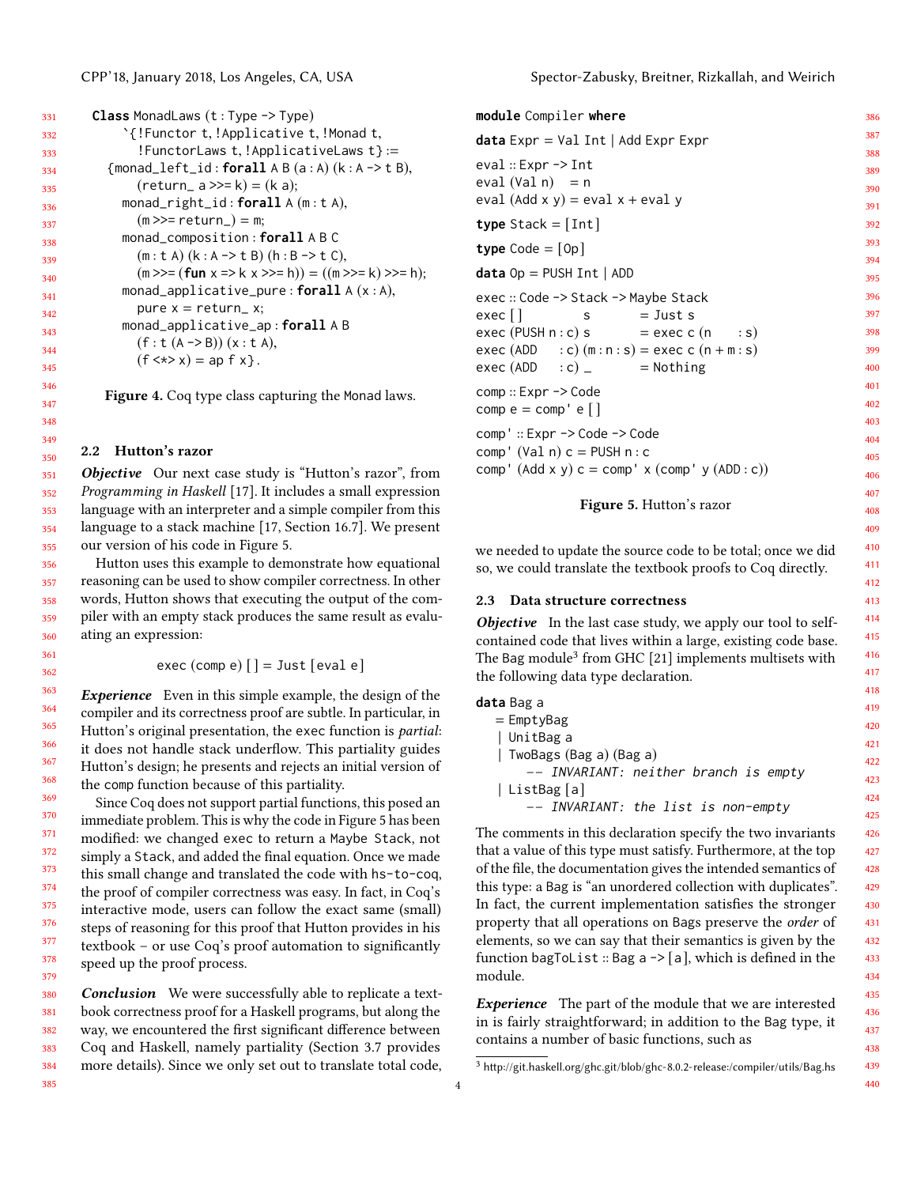```
Class MonadLaws (t : Type -> Type)
    `{!Functor t, !Applicative t, !Monad t,
      !FunctorLaws t, !ApplicativeLaws t} :=
  {monad_left_id : forall A B (a : A) (k : A -> t B),
      (return_ a >>= k) = (k a);
    monad_right_id : forall A (m : t A),
      (m >>= return_) = m;
    monad_composition : forall A B C
      (m : t A) (k : A -> t B) (h : B -> t C),
      (m >>= (fun x => k x >>= h)) = ((m >>= k) >>= h);
    monad_applicative_pure : forall A (x : A),
      pure x = return_ x;
    monad_applicative_ap : forall A B
      (f : t (A -> B)) (x : t A),
      (f <*> x) = ap f x}.
```

**Figure 4.** Coq type class capturing the Monad laws.

### 2.2 Hutton's razor

***Objective*** Our next case study is "Hutton's razor", from *Programming in Haskell* [17]. It includes a small expression language with an interpreter and a simple compiler from this language to a stack machine [17, Section 16.7]. We present our version of his code in Figure 5.

Hutton uses this example to demonstrate how equational reasoning can be used to show compiler correctness. In other words, Hutton shows that executing the output of the compiler with an empty stack produces the same result as evaluating an expression:

```
exec (comp e) [] = Just [eval e]
```

***Experience*** Even in this simple example, the design of the compiler and its correctness proof are subtle. In particular, in Hutton's original presentation, the exec function is *partial*: it does not handle stack underflow. This partiality guides Hutton's design; he presents and rejects an initial version of the comp function because of this partiality.

Since Coq does not support partial functions, this posed an immediate problem. This is why the code in Figure 5 has been modified: we changed exec to return a `Maybe Stack`, not simply a `Stack`, and added the final equation. Once we made this small change and translated the code with hs-to-coq, the proof of compiler correctness was easy. In fact, in Coq's interactive mode, users can follow the exact same (small) steps of reasoning for this proof that Hutton provides in his textbook – or use Coq's proof automation to significantly speed up the proof process.

***Conclusion*** We were successfully able to replicate a textbook correctness proof for a Haskell programs, but along the way, we encountered the first significant difference between Coq and Haskell, namely partiality (Section 3.7 provides more details). Since we only set out to translate total code, we needed to update the source code to be total; once we did so, we could translate the textbook proofs to Coq directly.

```
module Compiler where

data Expr = Val Int | Add Expr Expr

eval :: Expr -> Int
eval (Val n)   = n
eval (Add x y) = eval x + eval y

type Stack = [Int]

type Code = [Op]

data Op = PUSH Int | ADD

exec :: Code -> Stack -> Maybe Stack
exec []         s           = Just s
exec (PUSH n : c) s         = exec c (n     : s)
exec (ADD    : c) (m : n : s) = exec c (n + m : s)
exec (ADD    : c) _         = Nothing

comp :: Expr -> Code
comp e = comp' e []

comp' :: Expr -> Code -> Code
comp' (Val n) c = PUSH n : c
comp' (Add x y) c = comp' x (comp' y (ADD : c))
```

**Figure 5.** Hutton's razor

### 2.3 Data structure correctness

***Objective*** In the last case study, we apply our tool to self-contained code that lives within a large, existing code base. The Bag module[3] from GHC [21] implements multisets with the following data type declaration.

```
data Bag a
  = EmptyBag
  | UnitBag a
  | TwoBags (Bag a) (Bag a)
      -- INVARIANT: neither branch is empty
  | ListBag [a]
      -- INVARIANT: the list is non-empty
```

The comments in this declaration specify the two invariants that a value of this type must satisfy. Furthermore, at the top of the file, the documentation gives the intended semantics of this type: a Bag is "an unordered collection with duplicates". In fact, the current implementation satisfies the stronger property that all operations on Bags preserve the *order* of elements, so we can say that their semantics is given by the function `bagToList :: Bag a -> [a]`, which is defined in the module.

***Experience*** The part of the module that we are interested in is fairly straightforward; in addition to the Bag type, it contains a number of basic functions, such as

[3] http://git.haskell.org/ghc.git/blob/ghc-8.0.2-release:/compiler/utils/Bag.hs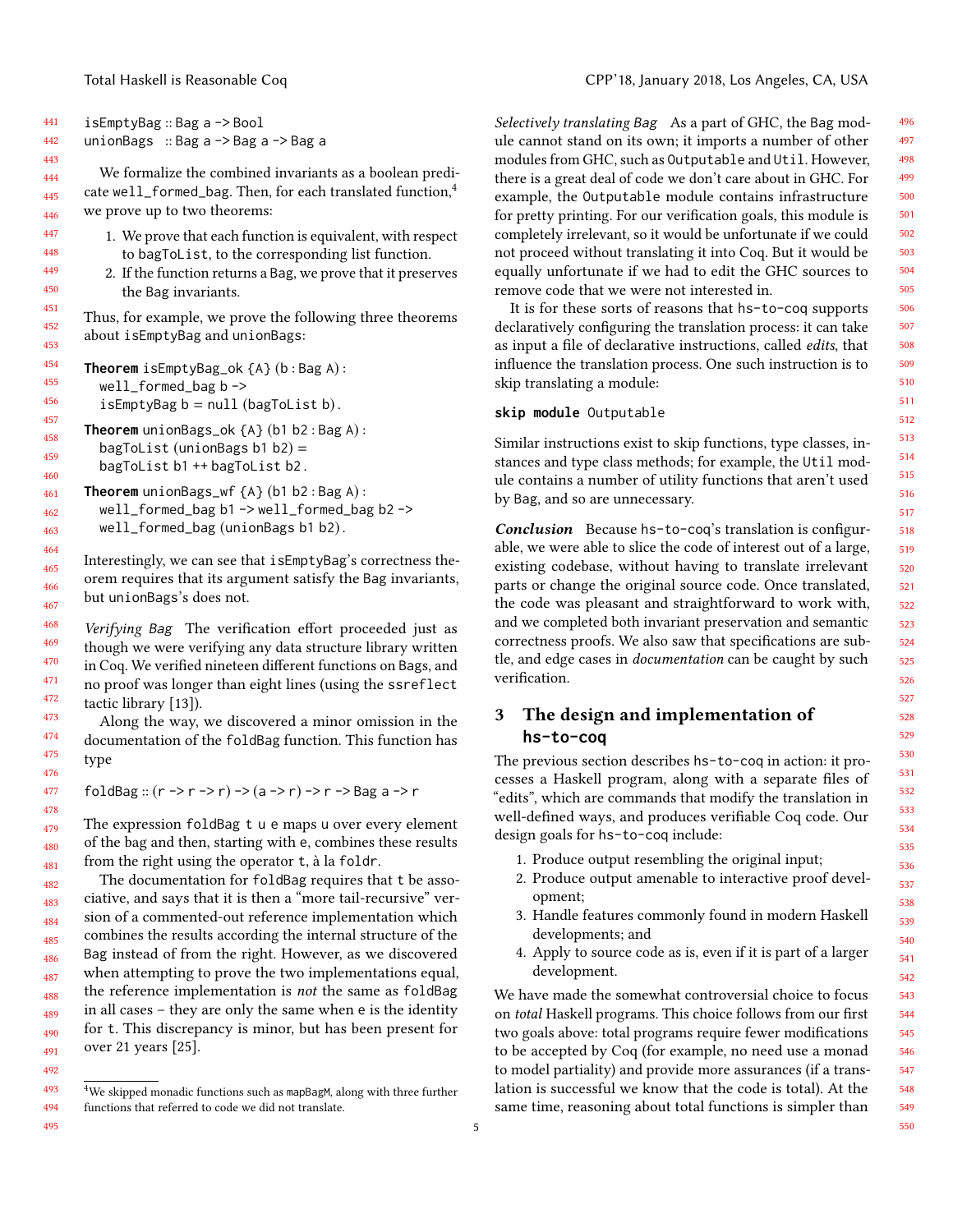```
isEmptyBag :: Bag a -> Bool
unionBags  :: Bag a -> Bag a -> Bag a
```

We formalize the combined invariants as a boolean predicate `well_formed_bag`. Then, for each translated function,[4] we prove up to two theorems:

1. We prove that each function is equivalent, with respect to `bagToList`, to the corresponding list function.
2. If the function returns a `Bag`, we prove that it preserves the `Bag` invariants.

Thus, for example, we prove the following three theorems about `isEmptyBag` and `unionBags`:

```
Theorem isEmptyBag_ok {A} (b : Bag A) :
  well_formed_bag b ->
  isEmptyBag b = null (bagToList b).

Theorem unionBags_ok {A} (b1 b2 : Bag A) :
  bagToList (unionBags b1 b2) =
  bagToList b1 ++ bagToList b2.

Theorem unionBags_wf {A} (b1 b2 : Bag A) :
  well_formed_bag b1 -> well_formed_bag b2 ->
  well_formed_bag (unionBags b1 b2).
```

Interestingly, we can see that `isEmptyBag`'s correctness theorem requires that its argument satisfy the `Bag` invariants, but `unionBags`'s does not.

*Verifying Bag* The verification effort proceeded just as though we were verifying any data structure library written in Coq. We verified nineteen different functions on `Bag`s, and no proof was longer than eight lines (using the `ssreflect` tactic library [13]).

Along the way, we discovered a minor omission in the documentation of the `foldBag` function. This function has type

```
foldBag :: (r -> r -> r) -> (a -> r) -> r -> Bag a -> r
```

The expression `foldBag t u e` maps `u` over every element of the bag and then, starting with `e`, combines these results from the right using the operator `t`, à la `foldr`.

The documentation for `foldBag` requires that `t` be associative, and says that it is then a "more tail-recursive" version of a commented-out reference implementation which combines the results according the internal structure of the `Bag` instead of from the right. However, as we discovered when attempting to prove the two implementations equal, the reference implementation is *not* the same as `foldBag` in all cases – they are only the same when `e` is the identity for `t`. This discrepancy is minor, but has been present for over 21 years [25].

[4] We skipped monadic functions such as `mapBagM`, along with three further functions that referred to code we did not translate.

*Selectively translating Bag* As a part of GHC, the `Bag` module cannot stand on its own; it imports a number of other modules from GHC, such as `Outputable` and `Util`. However, there is a great deal of code we don't care about in GHC. For example, the `Outputable` module contains infrastructure for pretty printing. For our verification goals, this module is completely irrelevant, so it would be unfortunate if we could not proceed without translating it into Coq. But it would be equally unfortunate if we had to edit the GHC sources to remove code that we were not interested in.

It is for these sorts of reasons that `hs-to-coq` supports declaratively configuring the translation process: it can take as input a file of declarative instructions, called *edits*, that influence the translation process. One such instruction is to skip translating a module:

```
skip module Outputable
```

Similar instructions exist to skip functions, type classes, instances and type class methods; for example, the `Util` module contains a number of utility functions that aren't used by `Bag`, and so are unnecessary.

***Conclusion*** Because `hs-to-coq`'s translation is configurable, we were able to slice the code of interest out of a large, existing codebase, without having to translate irrelevant parts or change the original source code. Once translated, the code was pleasant and straightforward to work with, and we completed both invariant preservation and semantic correctness proofs. We also saw that specifications are subtle, and edge cases in *documentation* can be caught by such verification.

# 3 The design and implementation of `hs-to-coq`

The previous section describes `hs-to-coq` in action: it processes a Haskell program, along with a separate files of "edits", which are commands that modify the translation in well-defined ways, and produces verifiable Coq code. Our design goals for `hs-to-coq` include:

1. Produce output resembling the original input;
2. Produce output amenable to interactive proof development;
3. Handle features commonly found in modern Haskell developments; and
4. Apply to source code as is, even if it is part of a larger development.

We have made the somewhat controversial choice to focus on *total* Haskell programs. This choice follows from our first two goals above: total programs require fewer modifications to be accepted by Coq (for example, no need use a monad to model partiality) and provide more assurances (if a translation is successful we know that the code is total). At the same time, reasoning about total functions is simpler than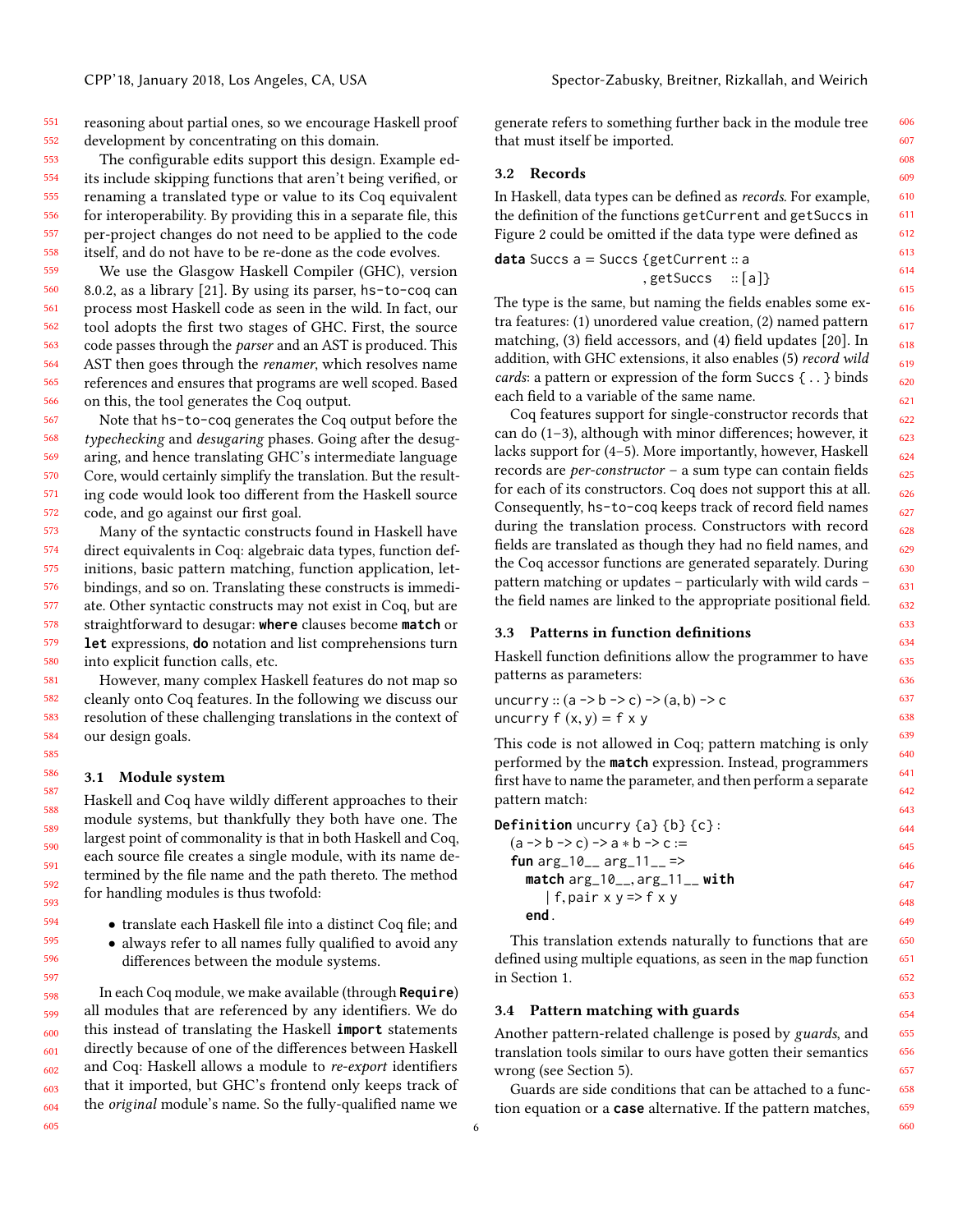reasoning about partial ones, so we encourage Haskell proof development by concentrating on this domain.

The configurable edits support this design. Example edits include skipping functions that aren't being verified, or renaming a translated type or value to its Coq equivalent for interoperability. By providing this in a separate file, this per-project changes do not need to be applied to the code itself, and do not have to be re-done as the code evolves.

We use the Glasgow Haskell Compiler (GHC), version 8.0.2, as a library [21]. By using its parser, hs-to-coq can process most Haskell code as seen in the wild. In fact, our tool adopts the first two stages of GHC. First, the source code passes through the *parser* and an AST is produced. This AST then goes through the *renamer*, which resolves name references and ensures that programs are well scoped. Based on this, the tool generates the Coq output.

Note that hs-to-coq generates the Coq output before the *typechecking* and *desugaring* phases. Going after the desugaring, and hence translating GHC's intermediate language Core, would certainly simplify the translation. But the resulting code would look too different from the Haskell source code, and go against our first goal.

Many of the syntactic constructs found in Haskell have direct equivalents in Coq: algebraic data types, function definitions, basic pattern matching, function application, let-bindings, and so on. Translating these constructs is immediate. Other syntactic constructs may not exist in Coq, but are straightforward to desugar: **where** clauses become **match** or **let** expressions, **do** notation and list comprehensions turn into explicit function calls, etc.

However, many complex Haskell features do not map so cleanly onto Coq features. In the following we discuss our resolution of these challenging translations in the context of our design goals.

### 3.1 Module system

Haskell and Coq have wildly different approaches to their module systems, but thankfully they both have one. The largest point of commonality is that in both Haskell and Coq, each source file creates a single module, with its name determined by the file name and the path thereto. The method for handling modules is thus twofold:

- translate each Haskell file into a distinct Coq file; and
- always refer to all names fully qualified to avoid any differences between the module systems.

In each Coq module, we make available (through **Require**) all modules that are referenced by any identifiers. We do this instead of translating the Haskell **import** statements directly because of one of the differences between Haskell and Coq: Haskell allows a module to *re-export* identifiers that it imported, but GHC's frontend only keeps track of the *original* module's name. So the fully-qualified name we generate refers to something further back in the module tree that must itself be imported.

### 3.2 Records

In Haskell, data types can be defined as *records*. For example, the definition of the functions getCurrent and getSuccs in Figure 2 could be omitted if the data type were defined as

```
data Succs a = Succs {getCurrent :: a
                     , getSuccs   :: [a]}
```

The type is the same, but naming the fields enables some extra features: (1) unordered value creation, (2) named pattern matching, (3) field accessors, and (4) field updates [20]. In addition, with GHC extensions, it also enables (5) *record wild cards*: a pattern or expression of the form Succs {..} binds each field to a variable of the same name.

Coq features support for single-constructor records that can do (1–3), although with minor differences; however, it lacks support for (4–5). More importantly, however, Haskell records are *per-constructor* – a sum type can contain fields for each of its constructors. Coq does not support this at all. Consequently, hs-to-coq keeps track of record field names during the translation process. Constructors with record fields are translated as though they had no field names, and the Coq accessor functions are generated separately. During pattern matching or updates – particularly with wild cards – the field names are linked to the appropriate positional field.

### 3.3 Patterns in function definitions

Haskell function definitions allow the programmer to have patterns as parameters:

```
uncurry :: (a -> b -> c) -> (a, b) -> c
uncurry f (x, y) = f x y
```

This code is not allowed in Coq; pattern matching is only performed by the **match** expression. Instead, programmers first have to name the parameter, and then perform a separate pattern match:

```
Definition uncurry {a} {b} {c} :
  (a -> b -> c) -> a * b -> c :=
  fun arg_10__ arg_11__ =>
    match arg_10__, arg_11__ with
      | f, pair x y => f x y
    end.
```

This translation extends naturally to functions that are defined using multiple equations, as seen in the map function in Section 1.

### 3.4 Pattern matching with guards

Another pattern-related challenge is posed by *guards*, and translation tools similar to ours have gotten their semantics wrong (see Section 5).

Guards are side conditions that can be attached to a function equation or a **case** alternative. If the pattern matches,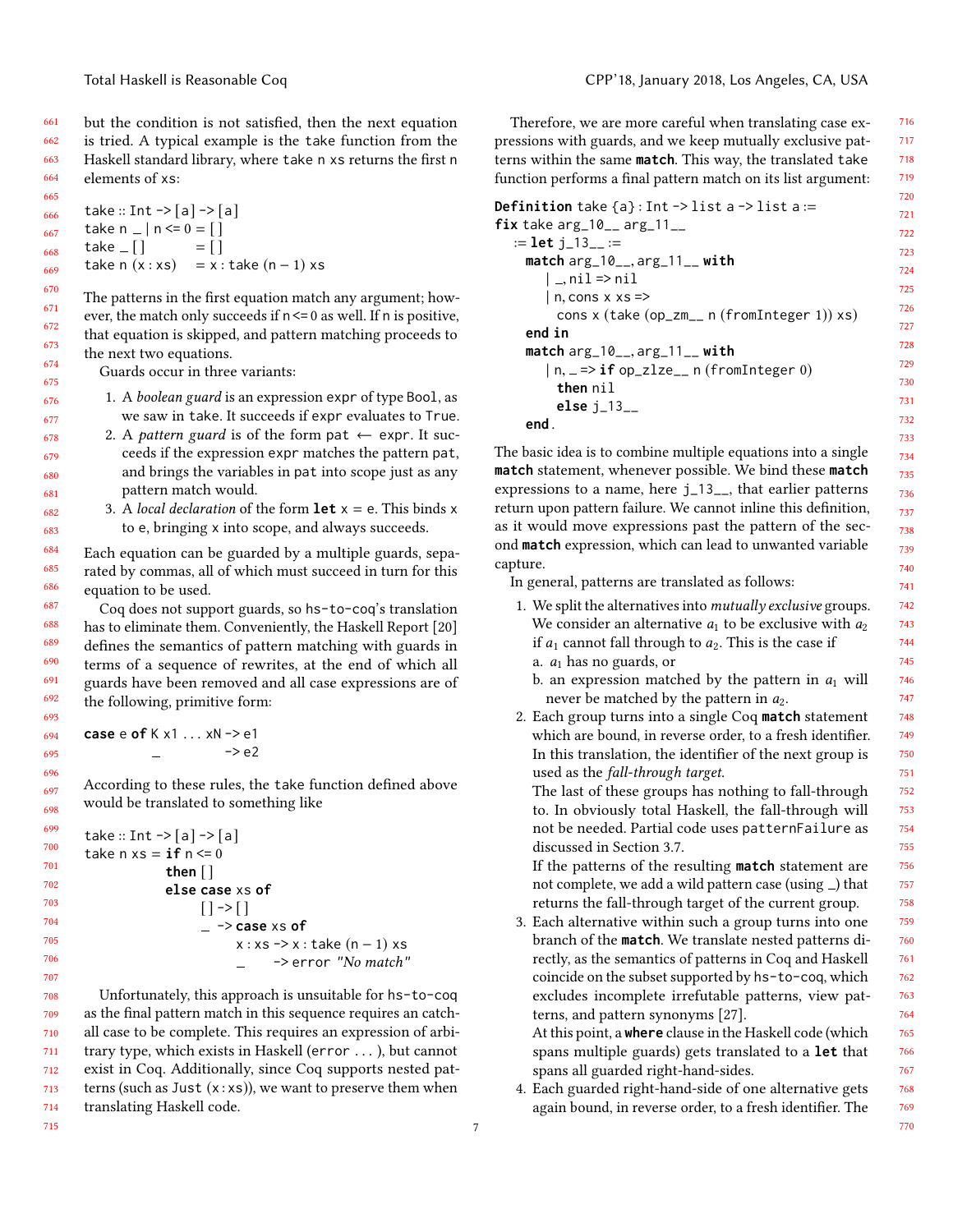but the condition is not satisfied, then the next equation is tried. A typical example is the take function from the Haskell standard library, where take n xs returns the first n elements of xs:

```
take :: Int -> [a] -> [a]
take n _ | n <= 0 = []
take _ []         = []
take n (x : xs)   = x : take (n − 1) xs
```

The patterns in the first equation match any argument; however, the match only succeeds if n <= 0 as well. If n is positive, that equation is skipped, and pattern matching proceeds to the next two equations.

Guards occur in three variants:

1. A *boolean guard* is an expression expr of type Bool, as we saw in take. It succeeds if expr evaluates to True.
2. A *pattern guard* is of the form pat ← expr. It succeeds if the expression expr matches the pattern pat, and brings the variables in pat into scope just as any pattern match would.
3. A *local declaration* of the form **let** x = e. This binds x to e, bringing x into scope, and always succeeds.

Each equation can be guarded by a multiple guards, separated by commas, all of which must succeed in turn for this equation to be used.

Coq does not support guards, so hs-to-coq's translation has to eliminate them. Conveniently, the Haskell Report [20] defines the semantics of pattern matching with guards in terms of a sequence of rewrites, at the end of which all guards have been removed and all case expressions are of the following, primitive form:

```
case e of K x1 ... xN -> e1
          _           -> e2
```

According to these rules, the take function defined above would be translated to something like

```
take :: Int -> [a] -> [a]
take n xs = if n <= 0
            then []
            else case xs of
                   [] -> []
                   _  -> case xs of
                           x : xs -> x : take (n − 1) xs
                           _      -> error "No match"
```

Unfortunately, this approach is unsuitable for hs-to-coq as the final pattern match in this sequence requires an catch-all case to be complete. This requires an expression of arbitrary type, which exists in Haskell (error ... ), but cannot exist in Coq. Additionally, since Coq supports nested patterns (such as Just (x : xs)), we want to preserve them when translating Haskell code.

Therefore, we are more careful when translating case expressions with guards, and we keep mutually exclusive patterns within the same **match**. This way, the translated take function performs a final pattern match on its list argument:

```
Definition take {a} : Int -> list a -> list a :=
fix take arg_10__ arg_11__
  := let j_13__ :=
       match arg_10__, arg_11__ with
         | _, nil => nil
         | n, cons x xs =>
           cons x (take (op_zm__ n (fromInteger 1)) xs)
       end in
       match arg_10__, arg_11__ with
         | n, _ => if op_zlze__ n (fromInteger 0)
                   then nil
                   else j_13__
       end.
```

The basic idea is to combine multiple equations into a single **match** statement, whenever possible. We bind these **match** expressions to a name, here j_13__, that earlier patterns return upon pattern failure. We cannot inline this definition, as it would move expressions past the pattern of the second **match** expression, which can lead to unwanted variable capture.

In general, patterns are translated as follows:

1. We split the alternatives into *mutually exclusive* groups. We consider an alternative $a_1$ to be exclusive with $a_2$ if $a_1$ cannot fall through to $a_2$. This is the case if
   a. $a_1$ has no guards, or
   b. an expression matched by the pattern in $a_1$ will never be matched by the pattern in $a_2$.
2. Each group turns into a single Coq **match** statement which are bound, in reverse order, to a fresh identifier. In this translation, the identifier of the next group is used as the *fall-through target*.
   The last of these groups has nothing to fall-through to. In obviously total Haskell, the fall-through will not be needed. Partial code uses patternFailure as discussed in Section 3.7.
   If the patterns of the resulting **match** statement are not complete, we add a wild pattern case (using _) that returns the fall-through target of the current group.
3. Each alternative within such a group turns into one branch of the **match**. We translate nested patterns directly, as the semantics of patterns in Coq and Haskell coincide on the subset supported by hs-to-coq, which excludes incomplete irrefutable patterns, view patterns, and pattern synonyms [27].
   At this point, a **where** clause in the Haskell code (which spans multiple guards) gets translated to a **let** that spans all guarded right-hand-sides.
4. Each guarded right-hand-side of one alternative gets again bound, in reverse order, to a fresh identifier. The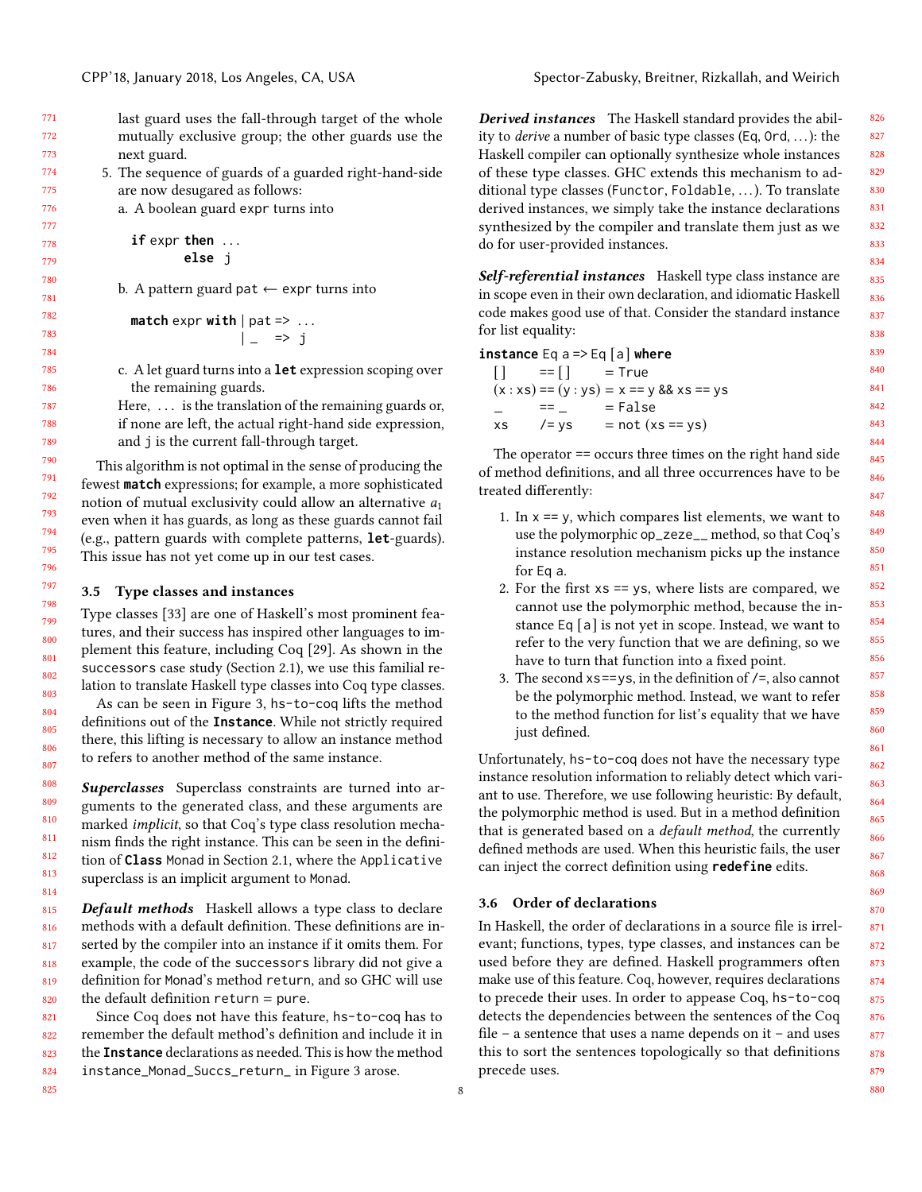last guard uses the fall-through target of the whole mutually exclusive group; the other guards use the next guard.

5. The sequence of guards of a guarded right-hand-side are now desugared as follows:

   a. A boolean guard `expr` turns into

   ```
   if expr then ...
           else j
   ```

   b. A pattern guard `pat ← expr` turns into

   ```
   match expr with | pat => ...
                   | _   => j
   ```

   c. A let guard turns into a **let** expression scoping over the remaining guards.

   Here, ... is the translation of the remaining guards or, if none are left, the actual right-hand side expression, and `j` is the current fall-through target.

This algorithm is not optimal in the sense of producing the fewest **match** expressions; for example, a more sophisticated notion of mutual exclusivity could allow an alternative $a_1$ even when it has guards, as long as these guards cannot fail (e.g., pattern guards with complete patterns, **let**-guards). This issue has not yet come up in our test cases.

### 3.5 Type classes and instances

Type classes [33] are one of Haskell's most prominent features, and their success has inspired other languages to implement this feature, including Coq [29]. As shown in the `successors` case study (Section 2.1), we use this familial relation to translate Haskell type classes into Coq type classes.

As can be seen in Figure 3, `hs-to-coq` lifts the method definitions out of the **Instance**. While not strictly required there, this lifting is necessary to allow an instance method to refers to another method of the same instance.

***Superclasses*** Superclass constraints are turned into arguments to the generated class, and these arguments are marked *implicit*, so that Coq's type class resolution mechanism finds the right instance. This can be seen in the definition of **Class** `Monad` in Section 2.1, where the `Applicative` superclass is an implicit argument to `Monad`.

***Default methods*** Haskell allows a type class to declare methods with a default definition. These definitions are inserted by the compiler into an instance if it omits them. For example, the code of the `successors` library did not give a definition for `Monad`'s method `return`, and so GHC will use the default definition `return = pure`.

Since Coq does not have this feature, `hs-to-coq` has to remember the default method's definition and include it in the **Instance** declarations as needed. This is how the method `instance_Monad_Succs_return_` in Figure 3 arose.

***Derived instances*** The Haskell standard provides the ability to *derive* a number of basic type classes (`Eq`, `Ord`, ...): the Haskell compiler can optionally synthesize whole instances of these type classes. GHC extends this mechanism to additional type classes (`Functor`, `Foldable`, ...). To translate derived instances, we simply take the instance declarations synthesized by the compiler and translate them just as we do for user-provided instances.

***Self-referential instances*** Haskell type class instance are in scope even in their own declaration, and idiomatic Haskell code makes good use of that. Consider the standard instance for list equality:

```
instance Eq a => Eq [a] where
  []     == []     = True
  (x:xs) == (y:ys) = x == y && xs == ys
  _      == _      = False
  xs     /= ys     = not (xs == ys)
```

The operator `==` occurs three times on the right hand side of method definitions, and all three occurrences have to be treated differently:

1. In `x == y`, which compares list elements, we want to use the polymorphic `op_zeze__` method, so that Coq's instance resolution mechanism picks up the instance for `Eq a`.
2. For the first `xs == ys`, where lists are compared, we cannot use the polymorphic method, because the instance `Eq [a]` is not yet in scope. Instead, we want to refer to the very function that we are defining, so we have to turn that function into a fixed point.
3. The second `xs==ys`, in the definition of `/=`, also cannot be the polymorphic method. Instead, we want to refer to the method function for list's equality that we have just defined.

Unfortunately, `hs-to-coq` does not have the necessary type instance resolution information to reliably detect which variant to use. Therefore, we use following heuristic: By default, the polymorphic method is used. But in a method definition that is generated based on a *default method*, the currently defined methods are used. When this heuristic fails, the user can inject the correct definition using **redefine** edits.

### 3.6 Order of declarations

In Haskell, the order of declarations in a source file is irrelevant; functions, types, type classes, and instances can be used before they are defined. Haskell programmers often make use of this feature. Coq, however, requires declarations to precede their uses. In order to appease Coq, `hs-to-coq` detects the dependencies between the sentences of the Coq file – a sentence that uses a name depends on it – and uses this to sort the sentences topologically so that definitions precede uses.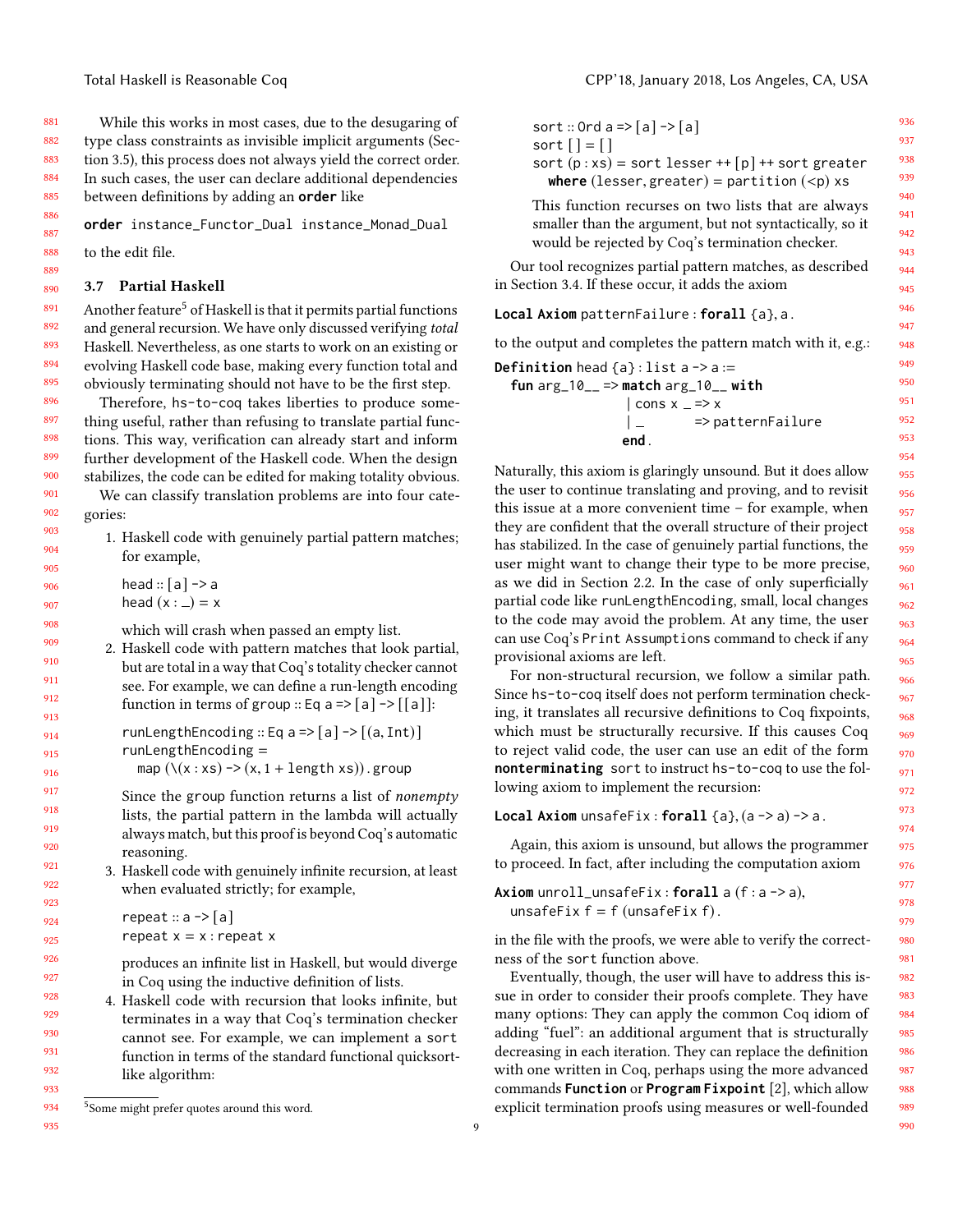While this works in most cases, due to the desugaring of type class constraints as invisible implicit arguments (Section 3.5), this process does not always yield the correct order. In such cases, the user can declare additional dependencies between definitions by adding an **order** like

```
order instance_Functor_Dual instance_Monad_Dual
```

to the edit file.

### 3.7 Partial Haskell

Another feature[5] of Haskell is that it permits partial functions and general recursion. We have only discussed verifying *total* Haskell. Nevertheless, as one starts to work on an existing or evolving Haskell code base, making every function total and obviously terminating should not have to be the first step.

Therefore, hs-to-coq takes liberties to produce something useful, rather than refusing to translate partial functions. This way, verification can already start and inform further development of the Haskell code. When the design stabilizes, the code can be edited for making totality obvious.

We can classify translation problems are into four categories:

1. Haskell code with genuinely partial pattern matches; for example,

   ```
   head :: [a] -> a
   head (x : _) = x
   ```

   which will crash when passed an empty list.
2. Haskell code with pattern matches that look partial, but are total in a way that Coq's totality checker cannot see. For example, we can define a run-length encoding function in terms of group :: Eq a => [a] -> [[a]]:

   ```
   runLengthEncoding :: Eq a => [a] -> [(a, Int)]
   runLengthEncoding =
     map (\(x : xs) -> (x, 1 + length xs)) . group
   ```

   Since the group function returns a list of *nonempty* lists, the partial pattern in the lambda will actually always match, but this proof is beyond Coq's automatic reasoning.
3. Haskell code with genuinely infinite recursion, at least when evaluated strictly; for example,

   ```
   repeat :: a -> [a]
   repeat x = x : repeat x
   ```

   produces an infinite list in Haskell, but would diverge in Coq using the inductive definition of lists.
4. Haskell code with recursion that looks infinite, but terminates in a way that Coq's termination checker cannot see. For example, we can implement a sort function in terms of the standard functional quicksort-like algorithm:

   ```
   sort :: Ord a => [a] -> [a]
   sort [] = []
   sort (p : xs) = sort lesser ++ [p] ++ sort greater
     where (lesser, greater) = partition (<p) xs
   ```

   This function recurses on two lists that are always smaller than the argument, but not syntactically, so it would be rejected by Coq's termination checker.

Our tool recognizes partial pattern matches, as described in Section 3.4. If these occur, it adds the axiom

```
Local Axiom patternFailure : forall {a}, a.
```

to the output and completes the pattern match with it, e.g.:

```
Definition head {a} : list a -> a :=
  fun arg_10__ => match arg_10__ with
                  | cons x _ => x
                  | _        => patternFailure
                  end.
```

Naturally, this axiom is glaringly unsound. But it does allow the user to continue translating and proving, and to revisit this issue at a more convenient time – for example, when they are confident that the overall structure of their project has stabilized. In the case of genuinely partial functions, the user might want to change their type to be more precise, as we did in Section 2.2. In the case of only superficially partial code like runLengthEncoding, small, local changes to the code may avoid the problem. At any time, the user can use Coq's Print Assumptions command to check if any provisional axioms are left.

For non-structural recursion, we follow a similar path. Since hs-to-coq itself does not perform termination checking, it translates all recursive definitions to Coq fixpoints, which must be structurally recursive. If this causes Coq to reject valid code, the user can use an edit of the form **nonterminating** sort to instruct hs-to-coq to use the following axiom to implement the recursion:

```
Local Axiom unsafeFix : forall {a}, (a -> a) -> a.
```

Again, this axiom is unsound, but allows the programmer to proceed. In fact, after including the computation axiom

```
Axiom unroll_unsafeFix : forall a (f : a -> a),
  unsafeFix f = f (unsafeFix f).
```

in the file with the proofs, we were able to verify the correctness of the sort function above.

Eventually, though, the user will have to address this issue in order to consider their proofs complete. They have many options: They can apply the common Coq idiom of adding "fuel": an additional argument that is structurally decreasing in each iteration. They can replace the definition with one written in Coq, perhaps using the more advanced commands **Function** or **Program Fixpoint** [2], which allow explicit termination proofs using measures or well-founded

[5] Some might prefer quotes around this word.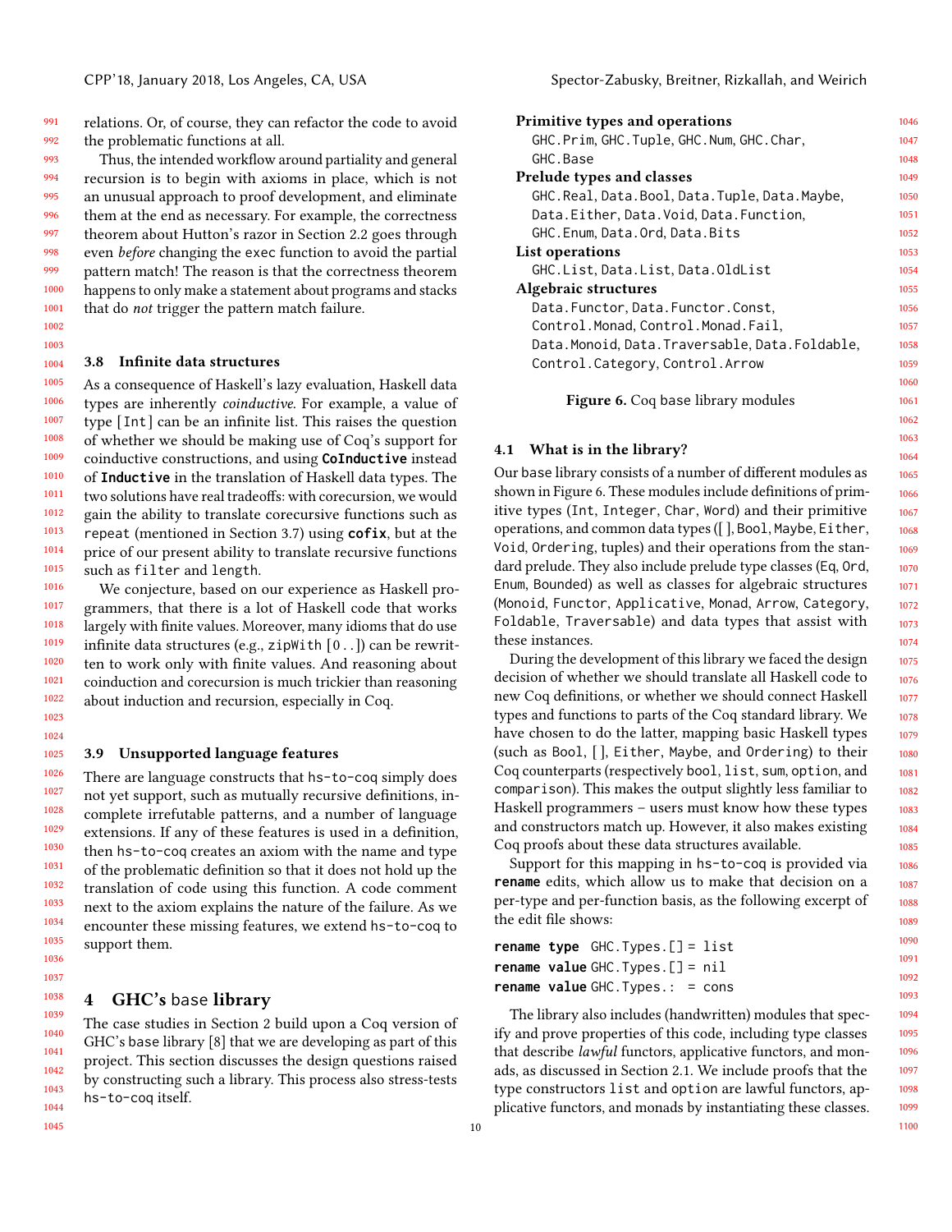relations. Or, of course, they can refactor the code to avoid the problematic functions at all.

Thus, the intended workflow around partiality and general recursion is to begin with axioms in place, which is not an unusual approach to proof development, and eliminate them at the end as necessary. For example, the correctness theorem about Hutton's razor in Section 2.2 goes through even *before* changing the `exec` function to avoid the partial pattern match! The reason is that the correctness theorem happens to only make a statement about programs and stacks that do *not* trigger the pattern match failure.

### 3.8 Infinite data structures

As a consequence of Haskell's lazy evaluation, Haskell data types are inherently *coinductive*. For example, a value of type `[Int]` can be an infinite list. This raises the question of whether we should be making use of Coq's support for coinductive constructions, and using **`CoInductive`** instead of **`Inductive`** in the translation of Haskell data types. The two solutions have real tradeoffs: with corecursion, we would gain the ability to translate corecursive functions such as `repeat` (mentioned in Section 3.7) using **`cofix`**, but at the price of our present ability to translate recursive functions such as `filter` and `length`.

We conjecture, based on our experience as Haskell programmers, that there is a lot of Haskell code that works largely with finite values. Moreover, many idioms that do use infinite data structures (e.g., `zipWith [0..]`) can be rewritten to work only with finite values. And reasoning about coinduction and corecursion is much trickier than reasoning about induction and recursion, especially in Coq.

### 3.9 Unsupported language features

There are language constructs that `hs-to-coq` simply does not yet support, such as mutually recursive definitions, incomplete irrefutable patterns, and a number of language extensions. If any of these features is used in a definition, then `hs-to-coq` creates an axiom with the name and type of the problematic definition so that it does not hold up the translation of code using this function. A code comment next to the axiom explains the nature of the failure. As we encounter these missing features, we extend `hs-to-coq` to support them.

## 4 GHC's base library

The case studies in Section 2 build upon a Coq version of GHC's `base` library [8] that we are developing as part of this project. This section discusses the design questions raised by constructing such a library. This process also stress-tests `hs-to-coq` itself.

**Primitive types and operations**
`GHC.Prim`, `GHC.Tuple`, `GHC.Num`, `GHC.Char`, `GHC.Base`
**Prelude types and classes**
`GHC.Real`, `Data.Bool`, `Data.Tuple`, `Data.Maybe`, `Data.Either`, `Data.Void`, `Data.Function`, `GHC.Enum`, `Data.Ord`, `Data.Bits`
**List operations**
`GHC.List`, `Data.List`, `Data.OldList`
**Algebraic structures**
`Data.Functor`, `Data.Functor.Const`, `Control.Monad`, `Control.Monad.Fail`, `Data.Monoid`, `Data.Traversable`, `Data.Foldable`, `Control.Category`, `Control.Arrow`

**Figure 6.** Coq base library modules

### 4.1 What is in the library?

Our `base` library consists of a number of different modules as shown in Figure 6. These modules include definitions of primitive types (`Int`, `Integer`, `Char`, `Word`) and their primitive operations, and common data types (`[]`, `Bool`, `Maybe`, `Either`, `Void`, `Ordering`, tuples) and their operations from the standard prelude. They also include prelude type classes (`Eq`, `Ord`, `Enum`, `Bounded`) as well as classes for algebraic structures (`Monoid`, `Functor`, `Applicative`, `Monad`, `Arrow`, `Category`, `Foldable`, `Traversable`) and data types that assist with these instances.

During the development of this library we faced the design decision of whether we should translate all Haskell code to new Coq definitions, or whether we should connect Haskell types and functions to parts of the Coq standard library. We have chosen to do the latter, mapping basic Haskell types (such as `Bool`, `[]`, `Either`, `Maybe`, and `Ordering`) to their Coq counterparts (respectively `bool`, `list`, `sum`, `option`, and `comparison`). This makes the output slightly less familiar to Haskell programmers – users must know how these types and constructors match up. However, it also makes existing Coq proofs about these data structures available.

Support for this mapping in `hs-to-coq` is provided via **`rename`** edits, which allow us to make that decision on a per-type and per-function basis, as the following excerpt of the edit file shows:

```
rename type  GHC.Types.[] = list
rename value GHC.Types.[] = nil
rename value GHC.Types.:  = cons
```

The library also includes (handwritten) modules that specify and prove properties of this code, including type classes that describe *lawful* functors, applicative functors, and monads, as discussed in Section 2.1. We include proofs that the type constructors `list` and `option` are lawful functors, applicative functors, and monads by instantiating these classes.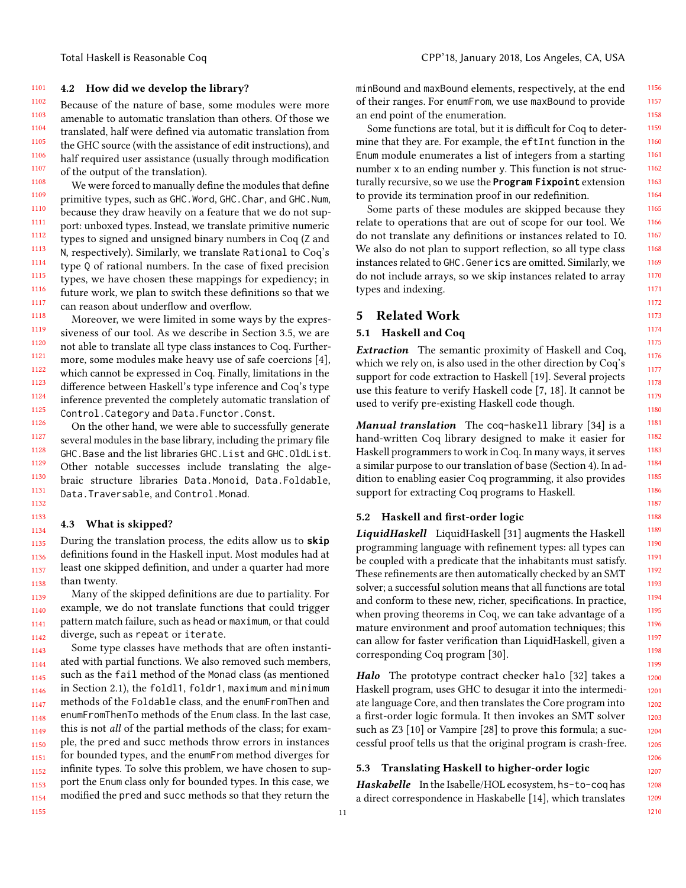### 4.2 How did we develop the library?

Because of the nature of base, some modules were more amenable to automatic translation than others. Of those we translated, half were defined via automatic translation from the GHC source (with the assistance of edit instructions), and half required user assistance (usually through modification of the output of the translation).

We were forced to manually define the modules that define primitive types, such as `GHC.Word`, `GHC.Char`, and `GHC.Num`, because they draw heavily on a feature that we do not support: unboxed types. Instead, we translate primitive numeric types to signed and unsigned binary numbers in Coq (`Z` and `N`, respectively). Similarly, we translate `Rational` to Coq's type `Q` of rational numbers. In the case of fixed precision types, we have chosen these mappings for expediency; in future work, we plan to switch these definitions so that we can reason about underflow and overflow.

Moreover, we were limited in some ways by the expressiveness of our tool. As we describe in Section 3.5, we are not able to translate all type class instances to Coq. Furthermore, some modules make heavy use of safe coercions [4], which cannot be expressed in Coq. Finally, limitations in the difference between Haskell's type inference and Coq's type inference prevented the completely automatic translation of `Control.Category` and `Data.Functor.Const`.

On the other hand, we were able to successfully generate several modules in the base library, including the primary file `GHC.Base` and the list libraries `GHC.List` and `GHC.OldList`. Other notable successes include translating the algebraic structure libraries `Data.Monoid`, `Data.Foldable`, `Data.Traversable`, and `Control.Monad`.

### 4.3 What is skipped?

During the translation process, the edits allow us to **`skip`** definitions found in the Haskell input. Most modules had at least one skipped definition, and under a quarter had more than twenty.

Many of the skipped definitions are due to partiality. For example, we do not translate functions that could trigger pattern match failure, such as `head` or `maximum`, or that could diverge, such as `repeat` or `iterate`.

Some type classes have methods that are often instantiated with partial functions. We also removed such members, such as the `fail` method of the `Monad` class (as mentioned in Section 2.1), the `foldl1`, `foldr1`, `maximum` and `minimum` methods of the `Foldable` class, and the `enumFromThen` and `enumFromThenTo` methods of the `Enum` class. In the last case, this is not *all* of the partial methods of the class; for example, the `pred` and `succ` methods throw errors in instances for bounded types, and the `enumFrom` method diverges for infinite types. To solve this problem, we have chosen to support the `Enum` class only for bounded types. In this case, we modified the `pred` and `succ` methods so that they return the `minBound` and `maxBound` elements, respectively, at the end of their ranges. For `enumFrom`, we use `maxBound` to provide an end point of the enumeration.

Some functions are total, but it is difficult for Coq to determine that they are. For example, the `eftInt` function in the `Enum` module enumerates a list of integers from a starting number `x` to an ending number `y`. This function is not structurally recursive, so we use the **`Program Fixpoint`** extension to provide its termination proof in our redefinition.

Some parts of these modules are skipped because they relate to operations that are out of scope for our tool. We do not translate any definitions or instances related to `IO`. We also do not plan to support reflection, so all type class instances related to `GHC.Generics` are omitted. Similarly, we do not include arrays, so we skip instances related to array types and indexing.

## 5 Related Work

### 5.1 Haskell and Coq

***Extraction*** The semantic proximity of Haskell and Coq, which we rely on, is also used in the other direction by Coq's support for code extraction to Haskell [19]. Several projects use this feature to verify Haskell code [7, 18]. It cannot be used to verify pre-existing Haskell code though.

***Manual translation*** The `coq-haskell` library [34] is a hand-written Coq library designed to make it easier for Haskell programmers to work in Coq. In many ways, it serves a similar purpose to our translation of base (Section 4). In addition to enabling easier Coq programming, it also provides support for extracting Coq programs to Haskell.

### 5.2 Haskell and first-order logic

***LiquidHaskell*** LiquidHaskell [31] augments the Haskell programming language with refinement types: all types can be coupled with a predicate that the inhabitants must satisfy. These refinements are then automatically checked by an SMT solver; a successful solution means that all functions are total and conform to these new, richer, specifications. In practice, when proving theorems in Coq, we can take advantage of a mature environment and proof automation techniques; this can allow for faster verification than LiquidHaskell, given a corresponding Coq program [30].

***Halo*** The prototype contract checker `halo` [32] takes a Haskell program, uses GHC to desugar it into the intermediate language Core, and then translates the Core program into a first-order logic formula. It then invokes an SMT solver such as Z3 [10] or Vampire [28] to prove this formula; a successful proof tells us that the original program is crash-free.

### 5.3 Translating Haskell to higher-order logic

***Haskabelle*** In the Isabelle/HOL ecosystem, `hs-to-coq` has a direct correspondence in Haskabelle [14], which translates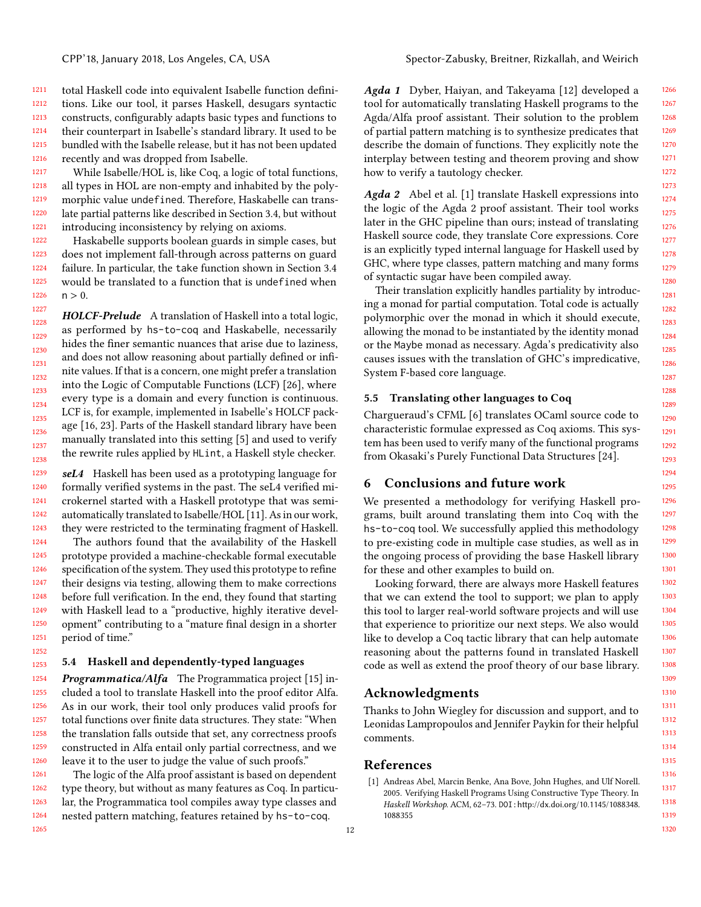total Haskell code into equivalent Isabelle function definitions. Like our tool, it parses Haskell, desugars syntactic constructs, configurably adapts basic types and functions to their counterpart in Isabelle's standard library. It used to be bundled with the Isabelle release, but it has not been updated recently and was dropped from Isabelle.

While Isabelle/HOL is, like Coq, a logic of total functions, all types in HOL are non-empty and inhabited by the polymorphic value `undefined`. Therefore, Haskabelle can translate partial patterns like described in Section 3.4, but without introducing inconsistency by relying on axioms.

Haskabelle supports boolean guards in simple cases, but does not implement fall-through across patterns on guard failure. In particular, the `take` function shown in Section 3.4 would be translated to a function that is `undefined` when $n > 0$.

***HOLCF-Prelude*** A translation of Haskell into a total logic, as performed by `hs-to-coq` and Haskabelle, necessarily hides the finer semantic nuances that arise due to laziness, and does not allow reasoning about partially defined or infinite values. If that is a concern, one might prefer a translation into the Logic of Computable Functions (LCF) [26], where every type is a domain and every function is continuous. LCF is, for example, implemented in Isabelle's HOLCF package [16, 23]. Parts of the Haskell standard library have been manually translated into this setting [5] and used to verify the rewrite rules applied by `HLint`, a Haskell style checker.

***seL4*** Haskell has been used as a prototyping language for formally verified systems in the past. The seL4 verified microkernel started with a Haskell prototype that was semi-automatically translated to Isabelle/HOL [11]. As in our work, they were restricted to the terminating fragment of Haskell.

The authors found that the availability of the Haskell prototype provided a machine-checkable formal executable specification of the system. They used this prototype to refine their designs via testing, allowing them to make corrections before full verification. In the end, they found that starting with Haskell lead to a "productive, highly iterative development" contributing to a "mature final design in a shorter period of time."

### 5.4 Haskell and dependently-typed languages

***Programmatica/Alfa*** The Programmatica project [15] included a tool to translate Haskell into the proof editor Alfa. As in our work, their tool only produces valid proofs for total functions over finite data structures. They state: "When the translation falls outside that set, any correctness proofs constructed in Alfa entail only partial correctness, and we leave it to the user to judge the value of such proofs."

The logic of the Alfa proof assistant is based on dependent type theory, but without as many features as Coq. In particular, the Programmatica tool compiles away type classes and nested pattern matching, features retained by `hs-to-coq`.

***Agda 1*** Dyber, Haiyan, and Takeyama [12] developed a tool for automatically translating Haskell programs to the Agda/Alfa proof assistant. Their solution to the problem of partial pattern matching is to synthesize predicates that describe the domain of functions. They explicitly note the interplay between testing and theorem proving and show how to verify a tautology checker.

***Agda 2*** Abel et al. [1] translate Haskell expressions into the logic of the Agda 2 proof assistant. Their tool works later in the GHC pipeline than ours; instead of translating Haskell source code, they translate Core expressions. Core is an explicitly typed internal language for Haskell used by GHC, where type classes, pattern matching and many forms of syntactic sugar have been compiled away.

Their translation explicitly handles partiality by introducing a monad for partial computation. Total code is actually polymorphic over the monad in which it should execute, allowing the monad to be instantiated by the identity monad or the `Maybe` monad as necessary. Agda's predicativity also causes issues with the translation of GHC's impredicative, System F-based core language.

### 5.5 Translating other languages to Coq

Chargueraud's CFML [6] translates OCaml source code to characteristic formulae expressed as Coq axioms. This system has been used to verify many of the functional programs from Okasaki's Purely Functional Data Structures [24].

## 6 Conclusions and future work

We presented a methodology for verifying Haskell programs, built around translating them into Coq with the `hs-to-coq` tool. We successfully applied this methodology to pre-existing code in multiple case studies, as well as in the ongoing process of providing the `base` Haskell library for these and other examples to build on.

Looking forward, there are always more Haskell features that we can extend the tool to support; we plan to apply this tool to larger real-world software projects and will use that experience to prioritize our next steps. We also would like to develop a Coq tactic library that can help automate reasoning about the patterns found in translated Haskell code as well as extend the proof theory of our `base` library.

## Acknowledgments

Thanks to John Wiegley for discussion and support, and to Leonidas Lampropoulos and Jennifer Paykin for their helpful comments.

## References

[1] Andreas Abel, Marcin Benke, Ana Bove, John Hughes, and Ulf Norell. 2005. Verifying Haskell Programs Using Constructive Type Theory. In *Haskell Workshop*. ACM, 62–73. DOI: http://dx.doi.org/10.1145/1088348.1088355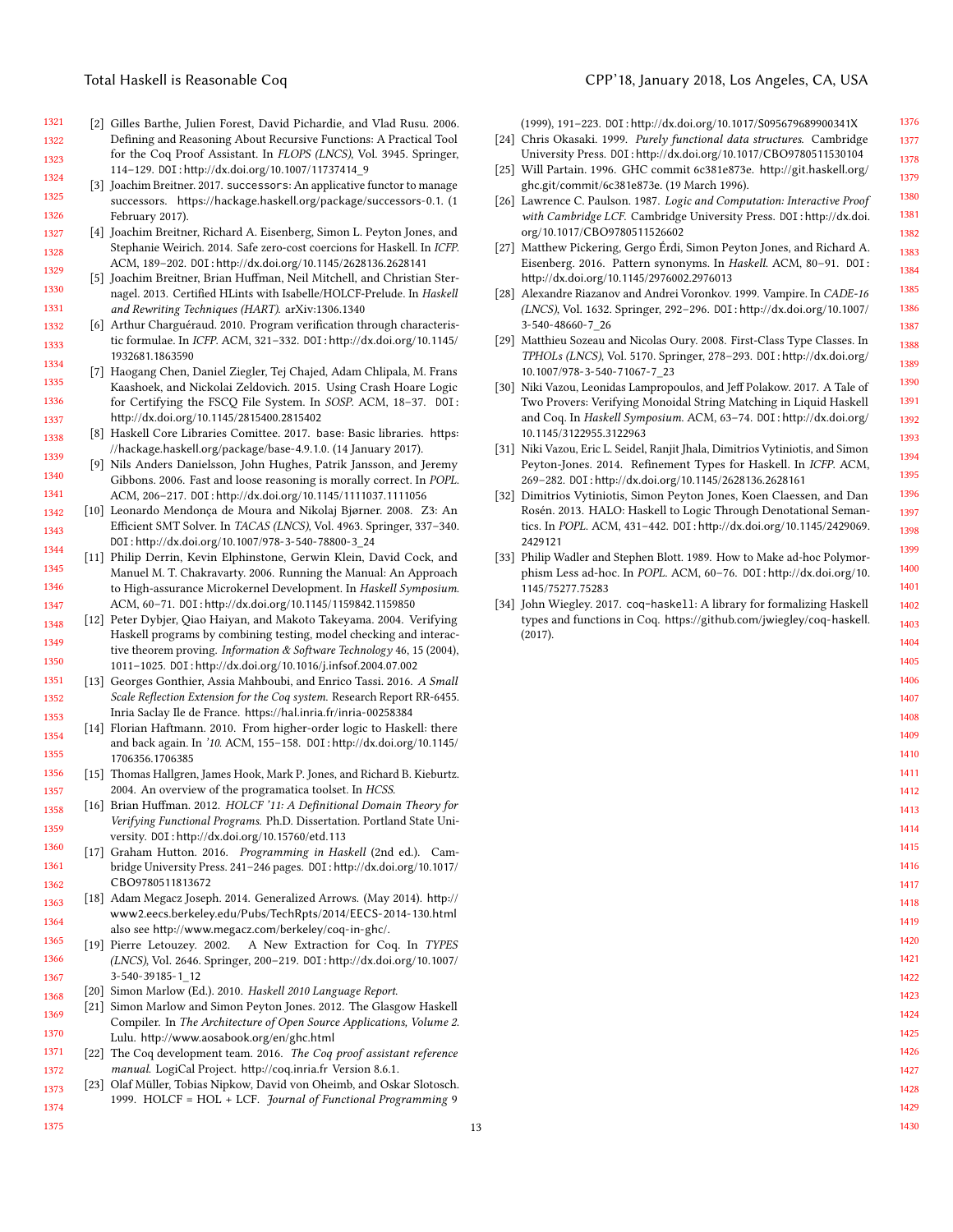[2] Gilles Barthe, Julien Forest, David Pichardie, and Vlad Rusu. 2006. Defining and Reasoning About Recursive Functions: A Practical Tool for the Coq Proof Assistant. In *FLOPS (LNCS)*, Vol. 3945. Springer, 114–129. DOI: http://dx.doi.org/10.1007/11737414_9

[3] Joachim Breitner. 2017. successors: An applicative functor to manage successors. https://hackage.haskell.org/package/successors-0.1. (1 February 2017).

[4] Joachim Breitner, Richard A. Eisenberg, Simon L. Peyton Jones, and Stephanie Weirich. 2014. Safe zero-cost coercions for Haskell. In *ICFP*. ACM, 189–202. DOI: http://dx.doi.org/10.1145/2628136.2628141

[5] Joachim Breitner, Brian Huffman, Neil Mitchell, and Christian Sternagel. 2013. Certified HLints with Isabelle/HOLCF-Prelude. In *Haskell and Rewriting Techniques (HART)*. arXiv:1306.1340

[6] Arthur Charguéraud. 2010. Program verification through characteristic formulae. In *ICFP*. ACM, 321–332. DOI: http://dx.doi.org/10.1145/1932681.1863590

[7] Haogang Chen, Daniel Ziegler, Tej Chajed, Adam Chlipala, M. Frans Kaashoek, and Nickolai Zeldovich. 2015. Using Crash Hoare Logic for Certifying the FSCQ File System. In *SOSP*. ACM, 18–37. DOI: http://dx.doi.org/10.1145/2815400.2815402

[8] Haskell Core Libraries Comittee. 2017. base: Basic libraries. https://hackage.haskell.org/package/base-4.9.1.0. (14 January 2017).

[9] Nils Anders Danielsson, John Hughes, Patrik Jansson, and Jeremy Gibbons. 2006. Fast and loose reasoning is morally correct. In *POPL*. ACM, 206–217. DOI: http://dx.doi.org/10.1145/1111037.1111056

[10] Leonardo Mendonça de Moura and Nikolaj Bjørner. 2008. Z3: An Efficient SMT Solver. In *TACAS (LNCS)*, Vol. 4963. Springer, 337–340. DOI: http://dx.doi.org/10.1007/978-3-540-78800-3_24

[11] Philip Derrin, Kevin Elphinstone, Gerwin Klein, David Cock, and Manuel M. T. Chakravarty. 2006. Running the Manual: An Approach to High-assurance Microkernel Development. In *Haskell Symposium*. ACM, 60–71. DOI: http://dx.doi.org/10.1145/1159842.1159850

[12] Peter Dybjer, Qiao Haiyan, and Makoto Takeyama. 2004. Verifying Haskell programs by combining testing, model checking and interactive theorem proving. *Information & Software Technology* 46, 15 (2004), 1011–1025. DOI: http://dx.doi.org/10.1016/j.infsof.2004.07.002

[13] Georges Gonthier, Assia Mahboubi, and Enrico Tassi. 2016. *A Small Scale Reflection Extension for the Coq system*. Research Report RR-6455. Inria Saclay Ile de France. https://hal.inria.fr/inria-00258384

[14] Florian Haftmann. 2010. From higher-order logic to Haskell: there and back again. In *'10*. ACM, 155–158. DOI: http://dx.doi.org/10.1145/1706356.1706385

[15] Thomas Hallgren, James Hook, Mark P. Jones, and Richard B. Kieburtz. 2004. An overview of the programatica toolset. In *HCSS*.

[16] Brian Huffman. 2012. *HOLCF '11: A Definitional Domain Theory for Verifying Functional Programs*. Ph.D. Dissertation. Portland State University. DOI: http://dx.doi.org/10.15760/etd.113

[17] Graham Hutton. 2016. *Programming in Haskell* (2nd ed.). Cambridge University Press. 241–246 pages. DOI: http://dx.doi.org/10.1017/CBO9780511813672

[18] Adam Megacz Joseph. 2014. Generalized Arrows. (May 2014). http://www2.eecs.berkeley.edu/Pubs/TechRpts/2014/EECS-2014-130.html also see http://www.megacz.com/berkeley/coq-in-ghc/.

[19] Pierre Letouzey. 2002. A New Extraction for Coq. In *TYPES (LNCS)*, Vol. 2646. Springer, 200–219. DOI: http://dx.doi.org/10.1007/3-540-39185-1_12

[20] Simon Marlow (Ed.). 2010. *Haskell 2010 Language Report*.

[21] Simon Marlow and Simon Peyton Jones. 2012. The Glasgow Haskell Compiler. In *The Architecture of Open Source Applications, Volume 2*. Lulu. http://www.aosabook.org/en/ghc.html

[22] The Coq development team. 2016. *The Coq proof assistant reference manual*. LogiCal Project. http://coq.inria.fr Version 8.6.1.

[23] Olaf Müller, Tobias Nipkow, David von Oheimb, and Oskar Slotosch. 1999. HOLCF = HOL + LCF. *Journal of Functional Programming* 9 (1999), 191–223. DOI: http://dx.doi.org/10.1017/S095679689900341X

[24] Chris Okasaki. 1999. *Purely functional data structures*. Cambridge University Press. DOI: http://dx.doi.org/10.1017/CBO9780511530104

[25] Will Partain. 1996. GHC commit 6c381e873e. http://git.haskell.org/ghc.git/commit/6c381e873e. (19 March 1996).

[26] Lawrence C. Paulson. 1987. *Logic and Computation: Interactive Proof with Cambridge LCF*. Cambridge University Press. DOI: http://dx.doi.org/10.1017/CBO9780511526602

[27] Matthew Pickering, Gergo Érdi, Simon Peyton Jones, and Richard A. Eisenberg. 2016. Pattern synonyms. In *Haskell*. ACM, 80–91. DOI: http://dx.doi.org/10.1145/2976002.2976013

[28] Alexandre Riazanov and Andrei Voronkov. 1999. Vampire. In *CADE-16 (LNCS)*, Vol. 1632. Springer, 292–296. DOI: http://dx.doi.org/10.1007/3-540-48660-7_26

[29] Matthieu Sozeau and Nicolas Oury. 2008. First-Class Type Classes. In *TPHOLs (LNCS)*, Vol. 5170. Springer, 278–293. DOI: http://dx.doi.org/10.1007/978-3-540-71067-7_23

[30] Niki Vazou, Leonidas Lampropoulos, and Jeff Polakow. 2017. A Tale of Two Provers: Verifying Monoidal String Matching in Liquid Haskell and Coq. In *Haskell Symposium*. ACM, 63–74. DOI: http://dx.doi.org/10.1145/3122955.3122963

[31] Niki Vazou, Eric L. Seidel, Ranjit Jhala, Dimitrios Vytiniotis, and Simon Peyton-Jones. 2014. Refinement Types for Haskell. In *ICFP*. ACM, 269–282. DOI: http://dx.doi.org/10.1145/2628136.2628161

[32] Dimitrios Vytiniotis, Simon Peyton Jones, Koen Claessen, and Dan Rosén. 2013. HALO: Haskell to Logic Through Denotational Semantics. In *POPL*. ACM, 431–442. DOI: http://dx.doi.org/10.1145/2429069.2429121

[33] Philip Wadler and Stephen Blott. 1989. How to Make ad-hoc Polymorphism Less ad-hoc. In *POPL*. ACM, 60–76. DOI: http://dx.doi.org/10.1145/75277.75283

[34] John Wiegley. 2017. coq-haskell: A library for formalizing Haskell types and functions in Coq. https://github.com/jwiegley/coq-haskell. (2017).